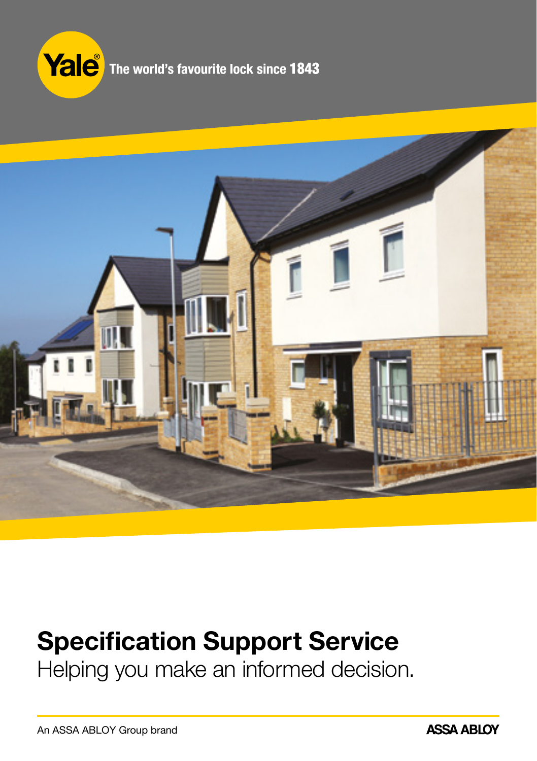Yale® The world's favourite lock since 1843

# Specification Support Service

Helping you make an informed decision.

An ASSA ABLOY Group brand

ASSA ABLOY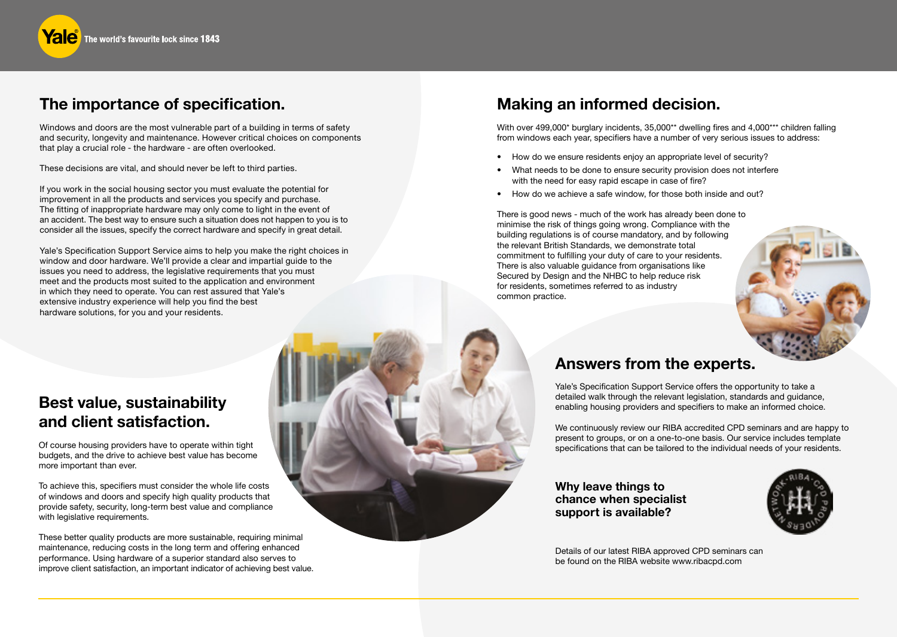## The importance of specification.

Windows and doors are the most vulnerable part of a building in terms of safety and security, longevity and maintenance. However critical choices on components that play a crucial role - the hardware - are often overlooked.

These decisions are vital, and should never be left to third parties.

If you work in the social housing sector you must evaluate the potential for improvement in all the products and services you specify and purchase. The fitting of inappropriate hardware may only come to light in the event of an accident. The best way to ensure such a situation does not happen to you is to consider all the issues, specify the correct hardware and specify in great detail.

Yale's Specification Support Service aims to help you make the right choices in window and door hardware. We'll provide a clear and impartial guide to the issues you need to address, the legislative requirements that you must meet and the products most suited to the application and environment in which they need to operate. You can rest assured that Yale's extensive industry experience will help you find the best hardware solutions, for you and your residents.

## Best value, sustainability and client satisfaction.

Of course housing providers have to operate within tight budgets, and the drive to achieve best value has become more important than ever.

To achieve this, specifiers must consider the whole life costs of windows and doors and specify high quality products that provide safety, security, long-term best value and compliance with legislative requirements.

These better quality products are more sustainable, requiring minimal maintenance, reducing costs in the long term and offering enhanced performance. Using hardware of a superior standard also serves to improve client satisfaction, an important indicator of achieving best value.

## Making an informed decision.

With over 499,000* burglary incidents, 35,000** dwelling fires and 4,000*** children falling from windows each year, specifiers have a number of very serious issues to address:

- How do we ensure residents enjoy an appropriate level of security?
- What needs to be done to ensure security provision does not interfere with the need for easy rapid escape in case of fire?
- How do we achieve a safe window, for those both inside and out?

There is good news - much of the work has already been done to minimise the risk of things going wrong. Compliance with the building regulations is of course mandatory, and by following the relevant British Standards, we demonstrate total commitment to fulfilling your duty of care to your residents. There is also valuable guidance from organisations like Secured by Design and the NHBC to help reduce risk for residents, sometimes referred to as industry common practice.

## Answers from the experts.

Yale's Specification Support Service offers the opportunity to take a detailed walk through the relevant legislation, standards and guidance, enabling housing providers and specifiers to make an informed choice.

We continuously review our RIBA accredited CPD seminars and are happy to present to groups, or on a one-to-one basis. Our service includes template specifications that can be tailored to the individual needs of your residents.

**Why leave things to chance when specialist support is available?**

Details of our latest RIBA approved CPD seminars can be found on the RIBA website www.ribacpd.com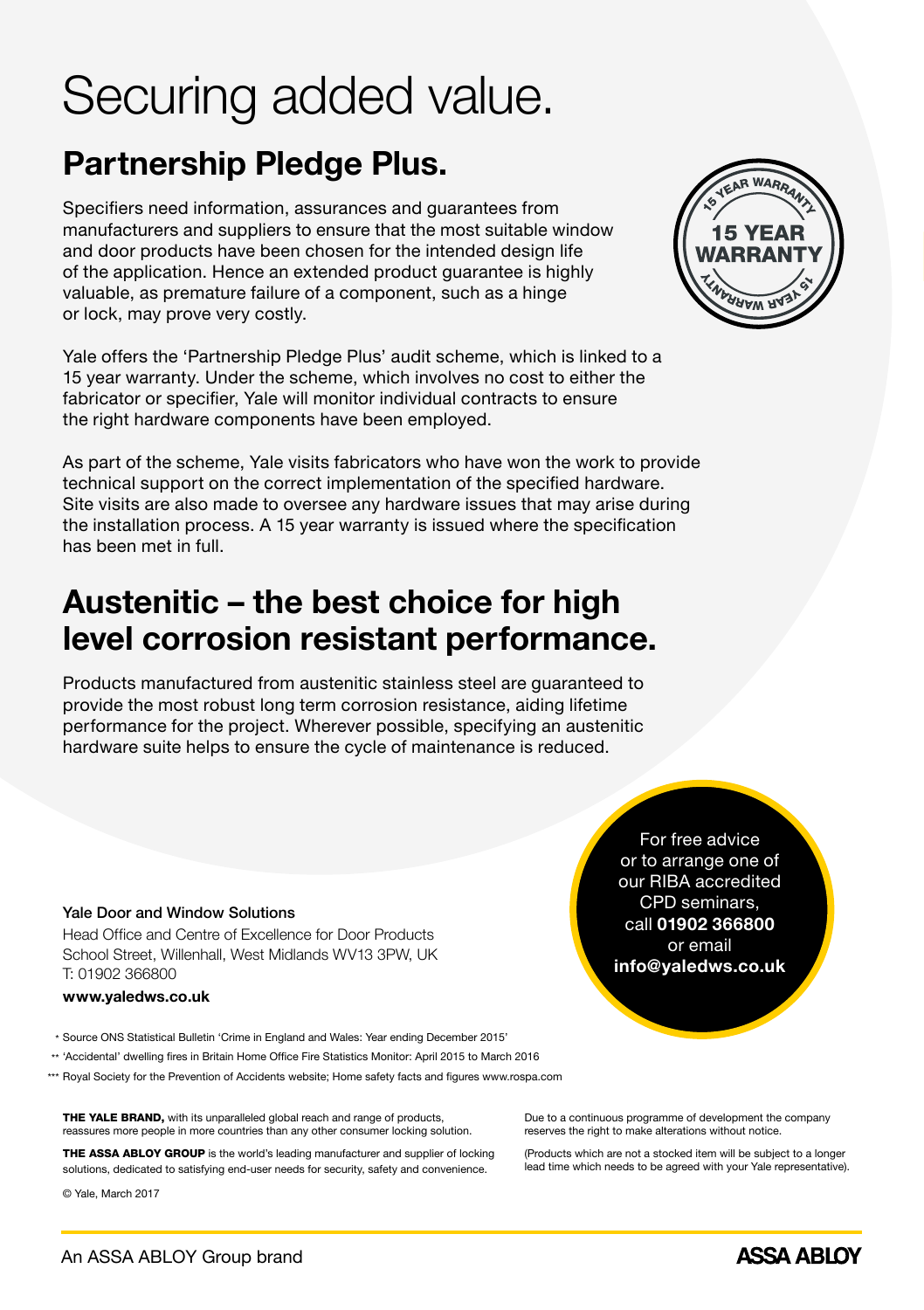# Securing added value.

## Partnership Pledge Plus.

Specifiers need information, assurances and guarantees from manufacturers and suppliers to ensure that the most suitable window and door products have been chosen for the intended design life of the application. Hence an extended product guarantee is highly valuable, as premature failure of a component, such as a hinge or lock, may prove very costly.

15 YEAR WARRANTY

Yale offers the 'Partnership Pledge Plus' audit scheme, which is linked to a 15 year warranty. Under the scheme, which involves no cost to either the fabricator or specifier, Yale will monitor individual contracts to ensure the right hardware components have been employed.

As part of the scheme, Yale visits fabricators who have won the work to provide technical support on the correct implementation of the specified hardware. Site visits are also made to oversee any hardware issues that may arise during the installation process. A 15 year warranty is issued where the specification has been met in full.

## Austenitic – the best choice for high level corrosion resistant performance.

Products manufactured from austenitic stainless steel are guaranteed to provide the most robust long term corrosion resistance, aiding lifetime performance for the project. Wherever possible, specifying an austenitic hardware suite helps to ensure the cycle of maintenance is reduced.

For free advice or to arrange one of our RIBA accredited CPD seminars, call **01902 366800** or email **info@yaledws.co.uk**

**Yale Door and Window Solutions**
Head Office and Centre of Excellence for Door Products
School Street, Willenhall, West Midlands WV13 3PW, UK
T: 01902 366800
**www.yaledws.co.uk**

\* Source ONS Statistical Bulletin 'Crime in England and Wales: Year ending December 2015'
\** 'Accidental' dwelling fires in Britain Home Office Fire Statistics Monitor: April 2015 to March 2016
\*** Royal Society for the Prevention of Accidents website; Home safety facts and figures www.rospa.com

**THE YALE BRAND,** with its unparalleled global reach and range of products, reassures more people in more countries than any other consumer locking solution.

**THE ASSA ABLOY GROUP** is the world's leading manufacturer and supplier of locking solutions, dedicated to satisfying end-user needs for security, safety and convenience.

© Yale, March 2017

Due to a continuous programme of development the company reserves the right to make alterations without notice.

(Products which are not a stocked item will be subject to a longer lead time which needs to be agreed with your Yale representative).

An ASSA ABLOY Group brand

ASSA ABLOY